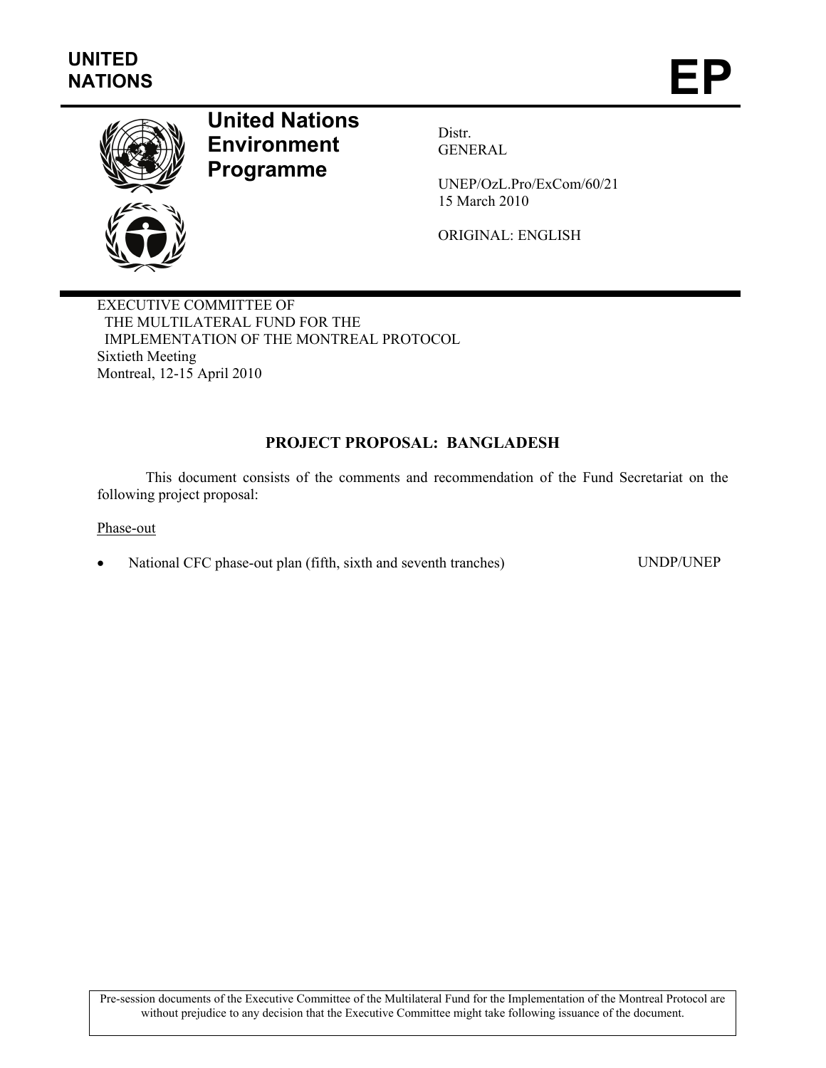**UNITED NATIONS** **EP**

# United Nations Environment Programme

Distr.
GENERAL

UNEP/OzL.Pro/ExCom/60/21
15 March 2010

ORIGINAL: ENGLISH

EXECUTIVE COMMITTEE OF
THE MULTILATERAL FUND FOR THE
IMPLEMENTATION OF THE MONTREAL PROTOCOL
Sixtieth Meeting
Montreal, 12-15 April 2010

## PROJECT PROPOSAL: BANGLADESH

This document consists of the comments and recommendation of the Fund Secretariat on the following project proposal:

Phase-out

- National CFC phase-out plan (fifth, sixth and seventh tranches) UNDP/UNEP

Pre-session documents of the Executive Committee of the Multilateral Fund for the Implementation of the Montreal Protocol are without prejudice to any decision that the Executive Committee might take following issuance of the document.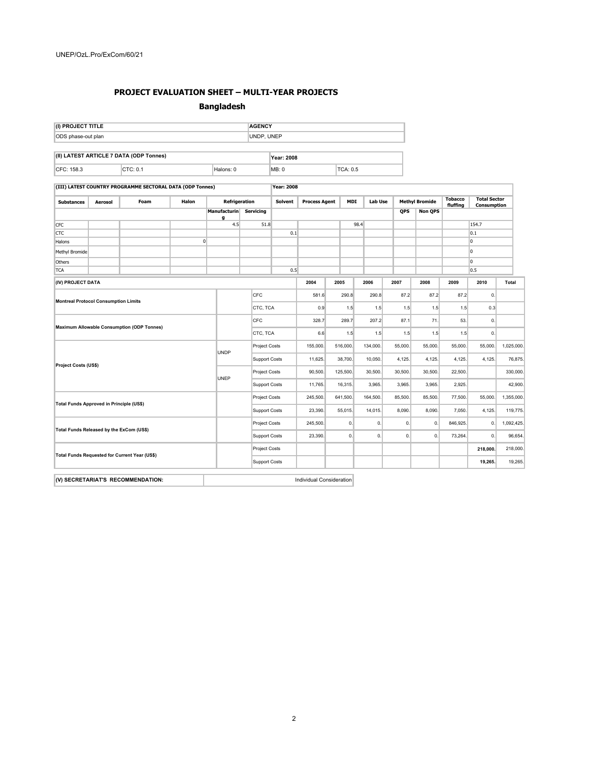## PROJECT EVALUATION SHEET – MULTI-YEAR PROJECTS

### Bangladesh

| (I) PROJECT TITLE | AGENCY |
|---|---|
| ODS phase-out plan | UNDP, UNEP |

| (II) LATEST ARTICLE 7 DATA (ODP Tonnes) | | | Year: 2008 | |
|---|---|---|---|---|
| CFC: 158.3 | CTC: 0.1 | Halons: 0 | MB: 0 | TCA: 0.5 |

**(III) LATEST COUNTRY PROGRAMME SECTORAL DATA (ODP Tonnes)** Year: 2008

| Substances | Aerosol | Foam | Halon | Refrigeration | | Solvent | Process Agent | MDI | Lab Use | Methyl Bromide | | Tobacco fluffing | Total Sector Consumption |
|---|---|---|---|---|---|---|---|---|---|---|---|---|---|
| | | | | Manufacturing | Servicing | | | | | QPS | Non QPS | | |
| CFC | | | | 4.5 | 51.8 | | | 98.4 | | | | | 154.7 |
| CTC | | | | | | 0.1 | | | | | | | 0.1 |
| Halons | | | 0 | | | | | | | | | | 0 |
| Methyl Bromide | | | | | | | | | | | | | 0 |
| Others | | | | | | | | | | | | | 0 |
| TCA | | | | | | 0.5 | | | | | | | 0.5 |

| (IV) PROJECT DATA | | | 2004 | 2005 | 2006 | 2007 | 2008 | 2009 | 2010 | Total |
|---|---|---|---|---|---|---|---|---|---|---|
| Montreal Protocol Consumption Limits | | CFC | 581.6 | 290.8 | 290.8 | 87.2 | 87.2 | 87.2 | 0. | |
| | | CTC, TCA | 0.9 | 1.5 | 1.5 | 1.5 | 1.5 | 1.5 | 0.3 | |
| Maximum Allowable Consumption (ODP Tonnes) | | CFC | 328.7 | 289.7 | 207.2 | 87.1 | 71. | 53. | 0. | |
| | | CTC, TCA | 6.6 | 1.5 | 1.5 | 1.5 | 1.5 | 1.5 | 0. | |
| Project Costs (US$) | UNDP | Project Costs | 155,000. | 516,000. | 134,000. | 55,000. | 55,000. | 55,000. | 55,000. | 1,025,000. |
| | | Support Costs | 11,625. | 38,700. | 10,050. | 4,125. | 4,125. | 4,125. | 4,125. | 76,875. |
| | UNEP | Project Costs | 90,500. | 125,500. | 30,500. | 30,500. | 30,500. | 22,500. | | 330,000. |
| | | Support Costs | 11,765. | 16,315. | 3,965. | 3,965. | 3,965. | 2,925. | | 42,900. |
| Total Funds Approved in Principle (US$) | | Project Costs | 245,500. | 641,500. | 164,500. | 85,500. | 85,500. | 77,500. | 55,000. | 1,355,000. |
| | | Support Costs | 23,390. | 55,015. | 14,015. | 8,090. | 8,090. | 7,050. | 4,125. | 119,775. |
| Total Funds Released by the ExCom (US$) | | Project Costs | 245,500. | 0. | 0. | 0. | 0. | 846,925. | 0. | 1,092,425. |
| | | Support Costs | 23,390. | 0. | 0. | 0. | 0. | 73,264. | 0. | 96,654. |
| Total Funds Requested for Current Year (US$) | | Project Costs | | | | | | | **218,000.** | 218,000. |
| | | Support Costs | | | | | | | **19,265.** | 19,265. |

| (V) SECRETARIAT'S RECOMMENDATION: | Individual Consideration |
|---|---|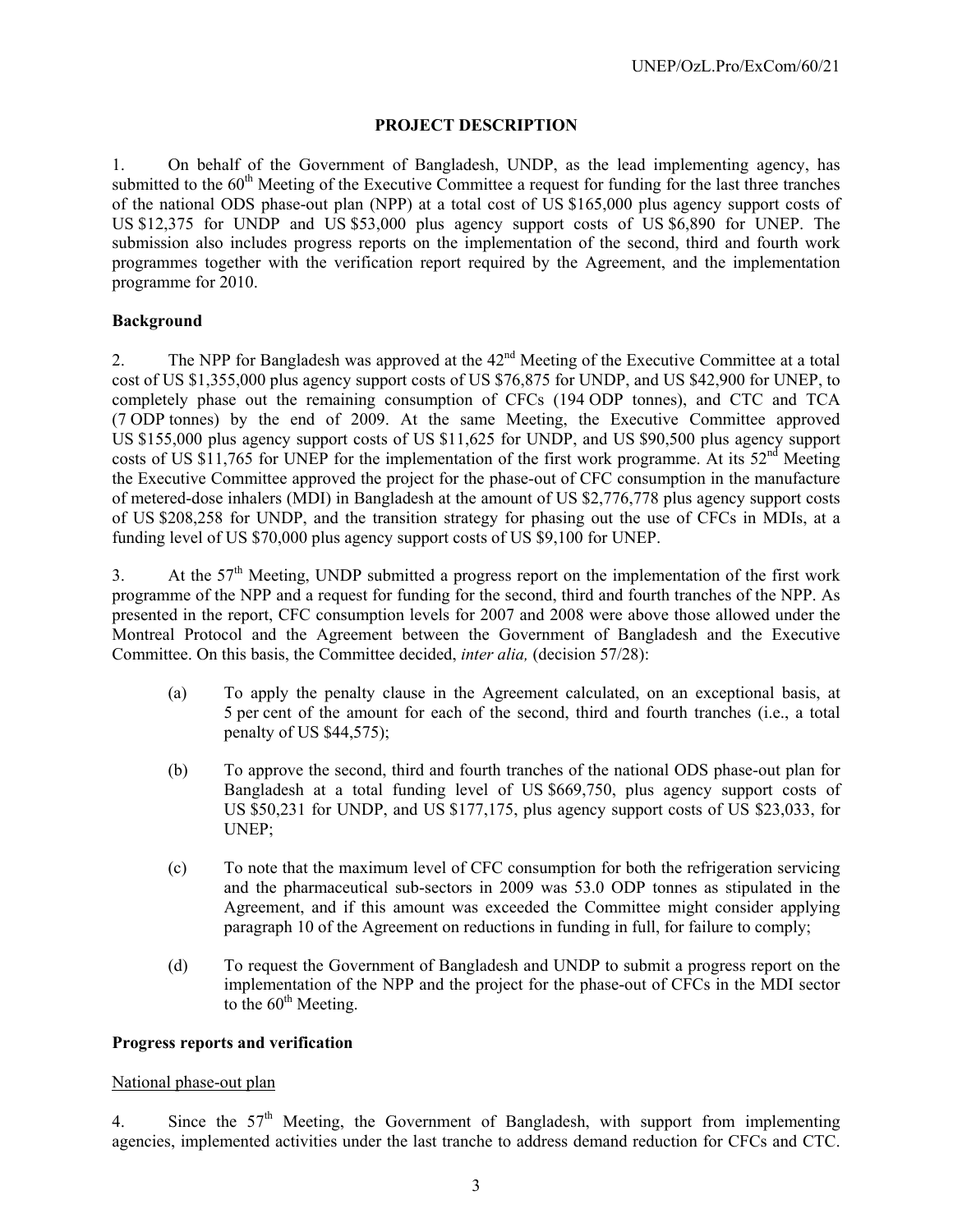## PROJECT DESCRIPTION

1. On behalf of the Government of Bangladesh, UNDP, as the lead implementing agency, has submitted to the 60th Meeting of the Executive Committee a request for funding for the last three tranches of the national ODS phase-out plan (NPP) at a total cost of US $165,000 plus agency support costs of US $12,375 for UNDP and US $53,000 plus agency support costs of US $6,890 for UNEP. The submission also includes progress reports on the implementation of the second, third and fourth work programmes together with the verification report required by the Agreement, and the implementation programme for 2010.

**Background**

2. The NPP for Bangladesh was approved at the 42nd Meeting of the Executive Committee at a total cost of US $1,355,000 plus agency support costs of US $76,875 for UNDP, and US $42,900 for UNEP, to completely phase out the remaining consumption of CFCs (194 ODP tonnes), and CTC and TCA (7 ODP tonnes) by the end of 2009. At the same Meeting, the Executive Committee approved US $155,000 plus agency support costs of US $11,625 for UNDP, and US $90,500 plus agency support costs of US $11,765 for UNEP for the implementation of the first work programme. At its 52nd Meeting the Executive Committee approved the project for the phase-out of CFC consumption in the manufacture of metered-dose inhalers (MDI) in Bangladesh at the amount of US $2,776,778 plus agency support costs of US $208,258 for UNDP, and the transition strategy for phasing out the use of CFCs in MDIs, at a funding level of US $70,000 plus agency support costs of US $9,100 for UNEP.

3. At the 57th Meeting, UNDP submitted a progress report on the implementation of the first work programme of the NPP and a request for funding for the second, third and fourth tranches of the NPP. As presented in the report, CFC consumption levels for 2007 and 2008 were above those allowed under the Montreal Protocol and the Agreement between the Government of Bangladesh and the Executive Committee. On this basis, the Committee decided, *inter alia,* (decision 57/28):

(a) To apply the penalty clause in the Agreement calculated, on an exceptional basis, at 5 per cent of the amount for each of the second, third and fourth tranches (i.e., a total penalty of US $44,575);

(b) To approve the second, third and fourth tranches of the national ODS phase-out plan for Bangladesh at a total funding level of US $669,750, plus agency support costs of US $50,231 for UNDP, and US $177,175, plus agency support costs of US $23,033, for UNEP;

(c) To note that the maximum level of CFC consumption for both the refrigeration servicing and the pharmaceutical sub-sectors in 2009 was 53.0 ODP tonnes as stipulated in the Agreement, and if this amount was exceeded the Committee might consider applying paragraph 10 of the Agreement on reductions in funding in full, for failure to comply;

(d) To request the Government of Bangladesh and UNDP to submit a progress report on the implementation of the NPP and the project for the phase-out of CFCs in the MDI sector to the 60th Meeting.

**Progress reports and verification**

National phase-out plan

4. Since the 57th Meeting, the Government of Bangladesh, with support from implementing agencies, implemented activities under the last tranche to address demand reduction for CFCs and CTC.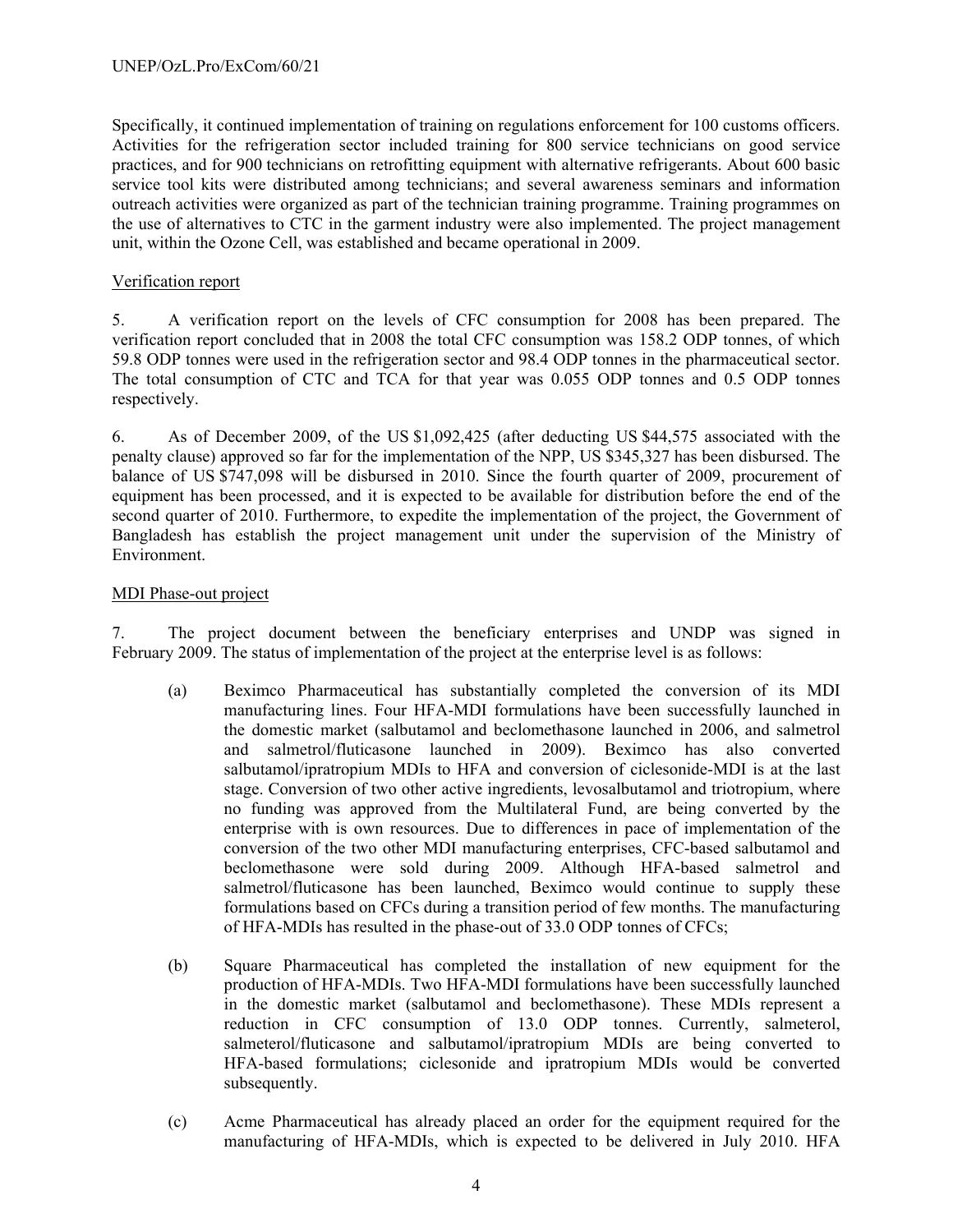Specifically, it continued implementation of training on regulations enforcement for 100 customs officers. Activities for the refrigeration sector included training for 800 service technicians on good service practices, and for 900 technicians on retrofitting equipment with alternative refrigerants. About 600 basic service tool kits were distributed among technicians; and several awareness seminars and information outreach activities were organized as part of the technician training programme. Training programmes on the use of alternatives to CTC in the garment industry were also implemented. The project management unit, within the Ozone Cell, was established and became operational in 2009.

Verification report

5. A verification report on the levels of CFC consumption for 2008 has been prepared. The verification report concluded that in 2008 the total CFC consumption was 158.2 ODP tonnes, of which 59.8 ODP tonnes were used in the refrigeration sector and 98.4 ODP tonnes in the pharmaceutical sector. The total consumption of CTC and TCA for that year was 0.055 ODP tonnes and 0.5 ODP tonnes respectively.

6. As of December 2009, of the US $1,092,425 (after deducting US $44,575 associated with the penalty clause) approved so far for the implementation of the NPP, US $345,327 has been disbursed. The balance of US $747,098 will be disbursed in 2010. Since the fourth quarter of 2009, procurement of equipment has been processed, and it is expected to be available for distribution before the end of the second quarter of 2010. Furthermore, to expedite the implementation of the project, the Government of Bangladesh has establish the project management unit under the supervision of the Ministry of Environment.

MDI Phase-out project

7. The project document between the beneficiary enterprises and UNDP was signed in February 2009. The status of implementation of the project at the enterprise level is as follows:

(a) Beximco Pharmaceutical has substantially completed the conversion of its MDI manufacturing lines. Four HFA-MDI formulations have been successfully launched in the domestic market (salbutamol and beclomethasone launched in 2006, and salmetrol and salmetrol/fluticasone launched in 2009). Beximco has also converted salbutamol/ipratropium MDIs to HFA and conversion of ciclesonide-MDI is at the last stage. Conversion of two other active ingredients, levosalbutamol and triotropium, where no funding was approved from the Multilateral Fund, are being converted by the enterprise with is own resources. Due to differences in pace of implementation of the conversion of the two other MDI manufacturing enterprises, CFC-based salbutamol and beclomethasone were sold during 2009. Although HFA-based salmetrol and salmetrol/fluticasone has been launched, Beximco would continue to supply these formulations based on CFCs during a transition period of few months. The manufacturing of HFA-MDIs has resulted in the phase-out of 33.0 ODP tonnes of CFCs;

(b) Square Pharmaceutical has completed the installation of new equipment for the production of HFA-MDIs. Two HFA-MDI formulations have been successfully launched in the domestic market (salbutamol and beclomethasone). These MDIs represent a reduction in CFC consumption of 13.0 ODP tonnes. Currently, salmeterol, salmeterol/fluticasone and salbutamol/ipratropium MDIs are being converted to HFA-based formulations; ciclesonide and ipratropium MDIs would be converted subsequently.

(c) Acme Pharmaceutical has already placed an order for the equipment required for the manufacturing of HFA-MDIs, which is expected to be delivered in July 2010. HFA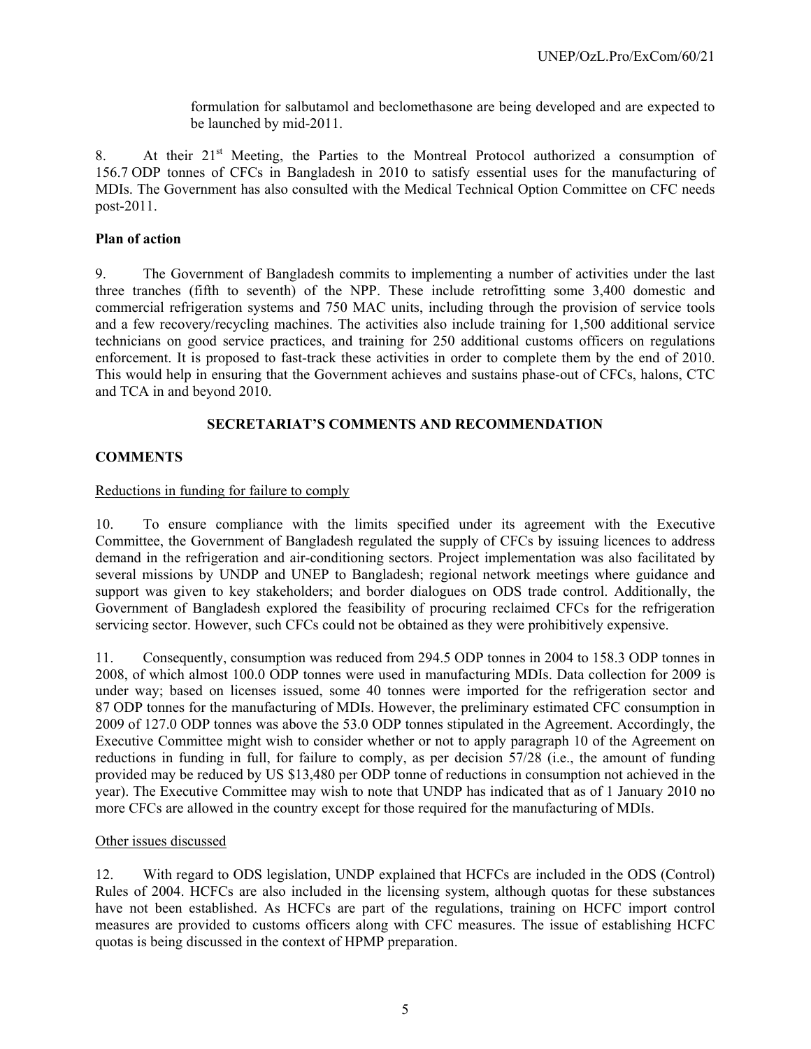formulation for salbutamol and beclomethasone are being developed and are expected to be launched by mid-2011.

8. At their 21st Meeting, the Parties to the Montreal Protocol authorized a consumption of 156.7 ODP tonnes of CFCs in Bangladesh in 2010 to satisfy essential uses for the manufacturing of MDIs. The Government has also consulted with the Medical Technical Option Committee on CFC needs post-2011.

**Plan of action**

9. The Government of Bangladesh commits to implementing a number of activities under the last three tranches (fifth to seventh) of the NPP. These include retrofitting some 3,400 domestic and commercial refrigeration systems and 750 MAC units, including through the provision of service tools and a few recovery/recycling machines. The activities also include training for 1,500 additional service technicians on good service practices, and training for 250 additional customs officers on regulations enforcement. It is proposed to fast-track these activities in order to complete them by the end of 2010. This would help in ensuring that the Government achieves and sustains phase-out of CFCs, halons, CTC and TCA in and beyond 2010.

## SECRETARIAT'S COMMENTS AND RECOMMENDATION

### COMMENTS

Reductions in funding for failure to comply

10. To ensure compliance with the limits specified under its agreement with the Executive Committee, the Government of Bangladesh regulated the supply of CFCs by issuing licences to address demand in the refrigeration and air-conditioning sectors. Project implementation was also facilitated by several missions by UNDP and UNEP to Bangladesh; regional network meetings where guidance and support was given to key stakeholders; and border dialogues on ODS trade control. Additionally, the Government of Bangladesh explored the feasibility of procuring reclaimed CFCs for the refrigeration servicing sector. However, such CFCs could not be obtained as they were prohibitively expensive.

11. Consequently, consumption was reduced from 294.5 ODP tonnes in 2004 to 158.3 ODP tonnes in 2008, of which almost 100.0 ODP tonnes were used in manufacturing MDIs. Data collection for 2009 is under way; based on licenses issued, some 40 tonnes were imported for the refrigeration sector and 87 ODP tonnes for the manufacturing of MDIs. However, the preliminary estimated CFC consumption in 2009 of 127.0 ODP tonnes was above the 53.0 ODP tonnes stipulated in the Agreement. Accordingly, the Executive Committee might wish to consider whether or not to apply paragraph 10 of the Agreement on reductions in funding in full, for failure to comply, as per decision 57/28 (i.e., the amount of funding provided may be reduced by US $13,480 per ODP tonne of reductions in consumption not achieved in the year). The Executive Committee may wish to note that UNDP has indicated that as of 1 January 2010 no more CFCs are allowed in the country except for those required for the manufacturing of MDIs.

Other issues discussed

12. With regard to ODS legislation, UNDP explained that HCFCs are included in the ODS (Control) Rules of 2004. HCFCs are also included in the licensing system, although quotas for these substances have not been established. As HCFCs are part of the regulations, training on HCFC import control measures are provided to customs officers along with CFC measures. The issue of establishing HCFC quotas is being discussed in the context of HPMP preparation.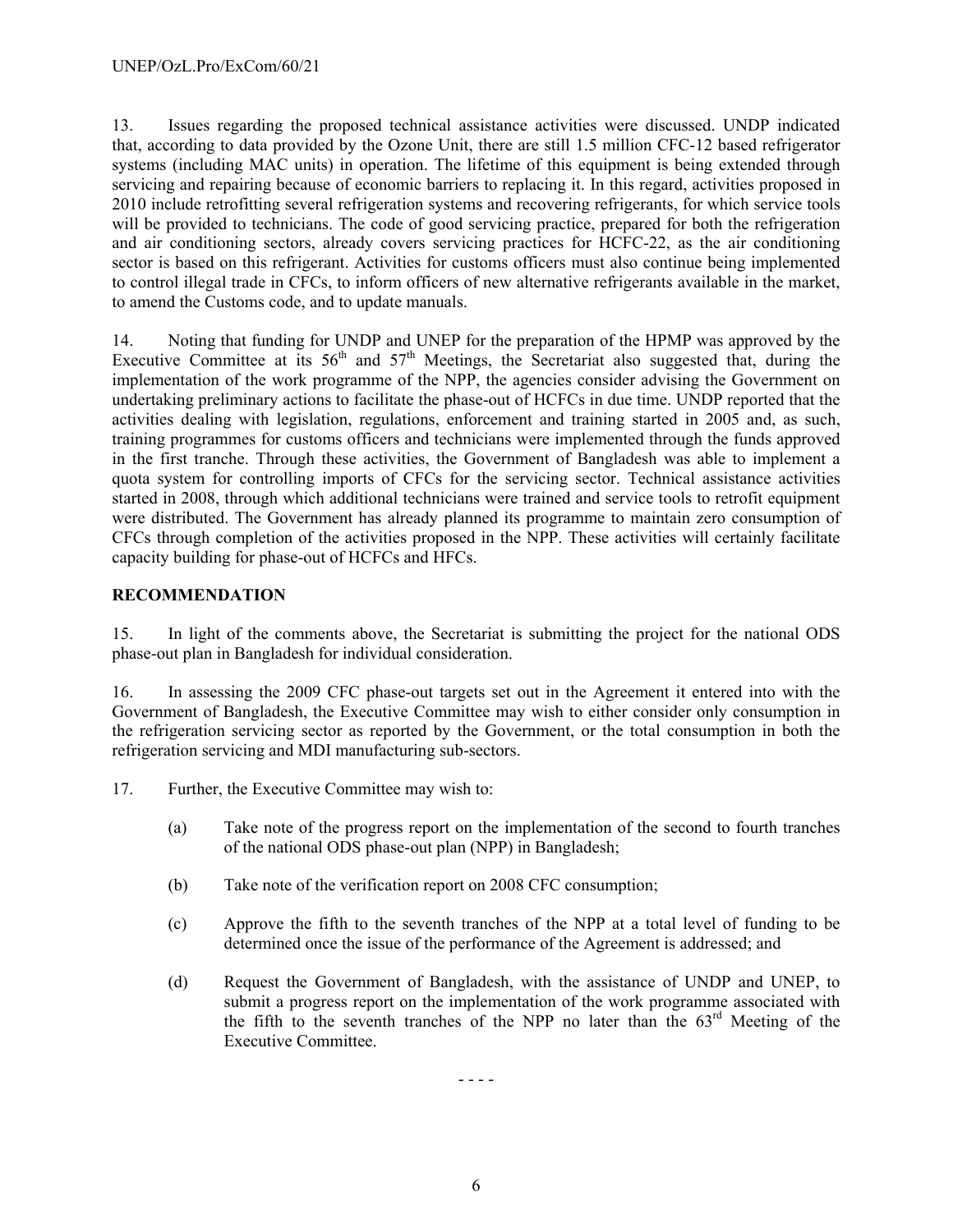13. Issues regarding the proposed technical assistance activities were discussed. UNDP indicated that, according to data provided by the Ozone Unit, there are still 1.5 million CFC-12 based refrigerator systems (including MAC units) in operation. The lifetime of this equipment is being extended through servicing and repairing because of economic barriers to replacing it. In this regard, activities proposed in 2010 include retrofitting several refrigeration systems and recovering refrigerants, for which service tools will be provided to technicians. The code of good servicing practice, prepared for both the refrigeration and air conditioning sectors, already covers servicing practices for HCFC-22, as the air conditioning sector is based on this refrigerant. Activities for customs officers must also continue being implemented to control illegal trade in CFCs, to inform officers of new alternative refrigerants available in the market, to amend the Customs code, and to update manuals.

14. Noting that funding for UNDP and UNEP for the preparation of the HPMP was approved by the Executive Committee at its 56th and 57th Meetings, the Secretariat also suggested that, during the implementation of the work programme of the NPP, the agencies consider advising the Government on undertaking preliminary actions to facilitate the phase-out of HCFCs in due time. UNDP reported that the activities dealing with legislation, regulations, enforcement and training started in 2005 and, as such, training programmes for customs officers and technicians were implemented through the funds approved in the first tranche. Through these activities, the Government of Bangladesh was able to implement a quota system for controlling imports of CFCs for the servicing sector. Technical assistance activities started in 2008, through which additional technicians were trained and service tools to retrofit equipment were distributed. The Government has already planned its programme to maintain zero consumption of CFCs through completion of the activities proposed in the NPP. These activities will certainly facilitate capacity building for phase-out of HCFCs and HFCs.

**RECOMMENDATION**

15. In light of the comments above, the Secretariat is submitting the project for the national ODS phase-out plan in Bangladesh for individual consideration.

16. In assessing the 2009 CFC phase-out targets set out in the Agreement it entered into with the Government of Bangladesh, the Executive Committee may wish to either consider only consumption in the refrigeration servicing sector as reported by the Government, or the total consumption in both the refrigeration servicing and MDI manufacturing sub-sectors.

17. Further, the Executive Committee may wish to:

(a) Take note of the progress report on the implementation of the second to fourth tranches of the national ODS phase-out plan (NPP) in Bangladesh;

(b) Take note of the verification report on 2008 CFC consumption;

(c) Approve the fifth to the seventh tranches of the NPP at a total level of funding to be determined once the issue of the performance of the Agreement is addressed; and

(d) Request the Government of Bangladesh, with the assistance of UNDP and UNEP, to submit a progress report on the implementation of the work programme associated with the fifth to the seventh tranches of the NPP no later than the 63rd Meeting of the Executive Committee.

- - - -